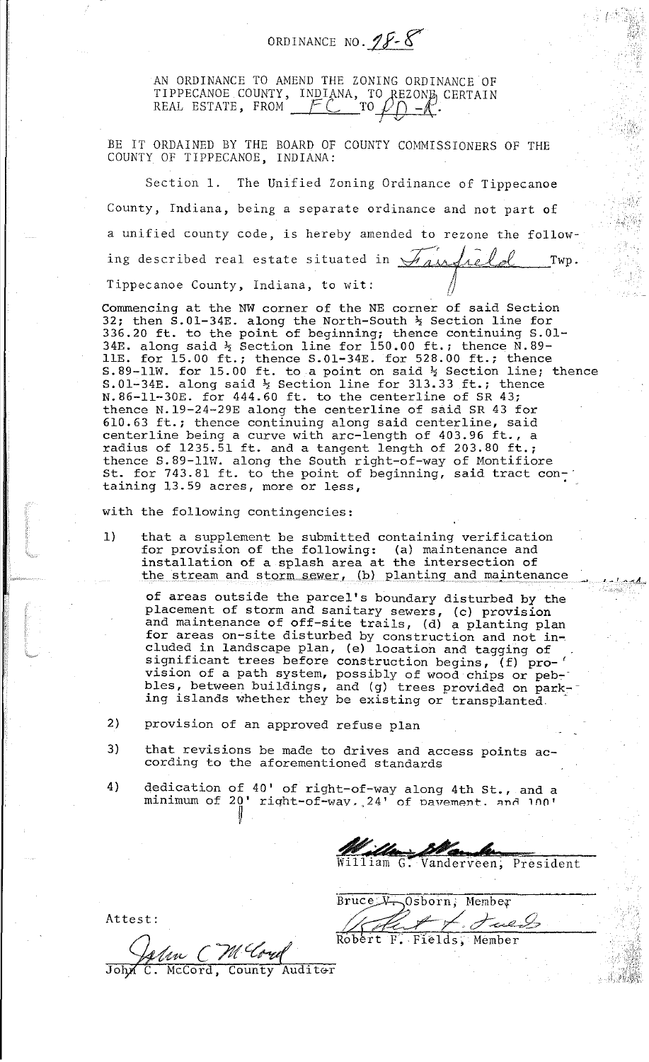ORDINANCE NO. 78-8

AN ORDINANCE TO AMEND THE ZONING ORDINANCE OF TIPPECANOE COUNTY, INDIANA, TO REZONE CERTAIN REAL ESTATE, FROM FC TO PD-R.

BE IT ORDAINED BY THE BOARD OF COUNTY COMMISSIONERS OF THE COUNTY OF TIPPECANOE, INDIANA:

Section 1. The Unified Zoning Ordinance of Tippecanoe County, Indiana, being a separate ordinance and not part of a unified county code, is hereby amended to rezone the following described real estate situated in Fairfield Twp. Tippecanoe County, Indiana, to wit:

Commencing at the NW corner of the NE corner of said Section 32; then S.01-34E. along the North-South ½ Section line for 336.20 ft. to the point of beginning; thence continuing S.01-34E. along said ½ Section line for 150.00 ft.; thence N.89-11E. for 15.00 ft.; thence S.01-34E. for 528.00 ft.; thence S.89-11W. for 15.00 ft. to a point on said ½ Section line; thence S.01-34E. along said ½ Section line for 313.33 ft.; thence N.86-11-30E. for 444.60 ft. to the centerline of SR 43; thence N.19-24-29E along the centerline of said SR 43 for 610.63 ft.; thence continuing along said centerline, said centerline being a curve with arc-length of 403.96 ft., a radius of 1235.51 ft. and a tangent length of 203.80 ft.; thence S.89-11W. along the South right-of-way of Montifiore St. for 743.81 ft. to the point of beginning, said tract containing 13.59 acres, more or less,

with the following contingencies:

1) that a supplement be submitted containing verification for provision of the following: (a) maintenance and installation of a splash area at the intersection of the stream and storm sewer, (b) planting and maintenance of areas outside the parcel's boundary disturbed by the placement of storm and sanitary sewers, (c) provision and maintenance of off-site trails, (d) a planting plan for areas on-site disturbed by construction and not included in landscape plan, (e) location and tagging of significant trees before construction begins, (f) provision of a path system, possibly of wood chips or pebbles, between buildings, and (g) trees provided on parking islands whether they be existing or transplanted.

2) provision of an approved refuse plan

3) that revisions be made to drives and access points according to the aforementioned standards

4) dedication of 40' of right-of-way along 4th St., and a minimum of 20' right-of-way, 24' of pavement, and 100'

William G. Vanderveen, President

Bruce V. Osborn, Member

Robert F. Fields, Member

Attest:

John C. McCord, County Auditor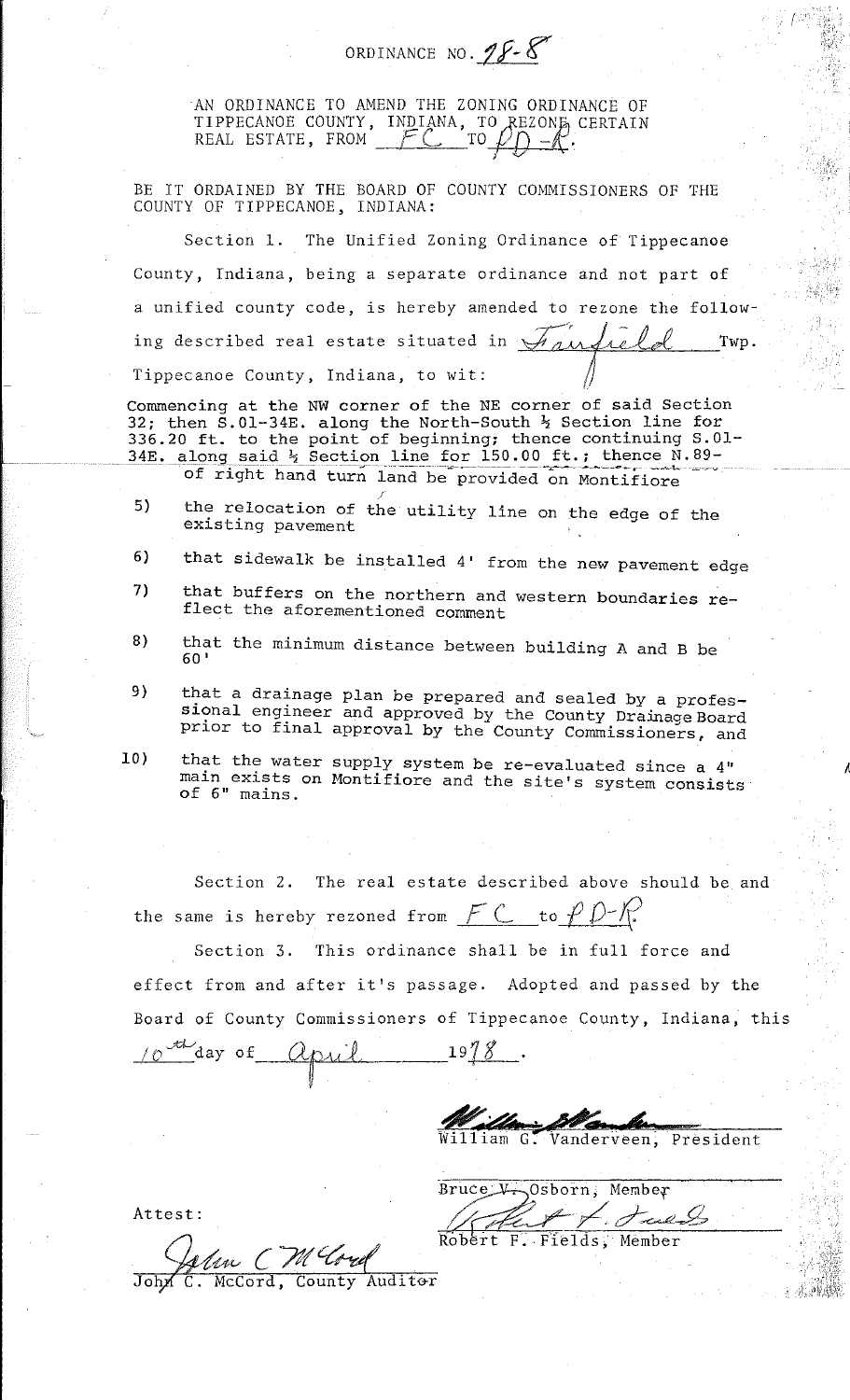ORDINANCE NO. 78-8

AN ORDINANCE TO AMEND THE ZONING ORDINANCE OF TIPPECANOE COUNTY, INDIANA, TO REZONE CERTAIN REAL ESTATE, FROM FC TO PD-R.

BE IT ORDAINED BY THE BOARD OF COUNTY COMMISSIONERS OF THE COUNTY OF TIPPECANOE, INDIANA:

Section 1. The Unified Zoning Ordinance of Tippecanoe County, Indiana, being a separate ordinance and not part of a unified county code, is hereby amended to rezone the following described real estate situated in Fairfield Twp. Tippecanoe County, Indiana, to wit:

Commencing at the NW corner of the NE corner of said Section 32; then S.01-34E. along the North-South ½ Section line for 336.20 ft. to the point of beginning; thence continuing S.01-34E. along said ½ Section line for 150.00 ft.; thence N.89-

of right hand turn land be provided on Montifiore

5) the relocation of the utility line on the edge of the existing pavement

6) that sidewalk be installed 4' from the new pavement edge

7) that buffers on the northern and western boundaries reflect the aforementioned comment

8) that the minimum distance between building A and B be 60'

9) that a drainage plan be prepared and sealed by a professional engineer and approved by the County Drainage Board prior to final approval by the County Commissioners, and

10) that the water supply system be re-evaluated since a 4" main exists on Montifiore and the site's system consists of 6" mains.

Section 2. The real estate described above should be and the same is hereby rezoned from FC to PD-R.

Section 3. This ordinance shall be in full force and effect from and after it's passage. Adopted and passed by the Board of County Commissioners of Tippecanoe County, Indiana, this 10th day of April 1978.

William G. Vanderveen, President

Bruce V. Osborn, Member

Robert F. Fields, Member

Attest:

John C. McCord, County Auditor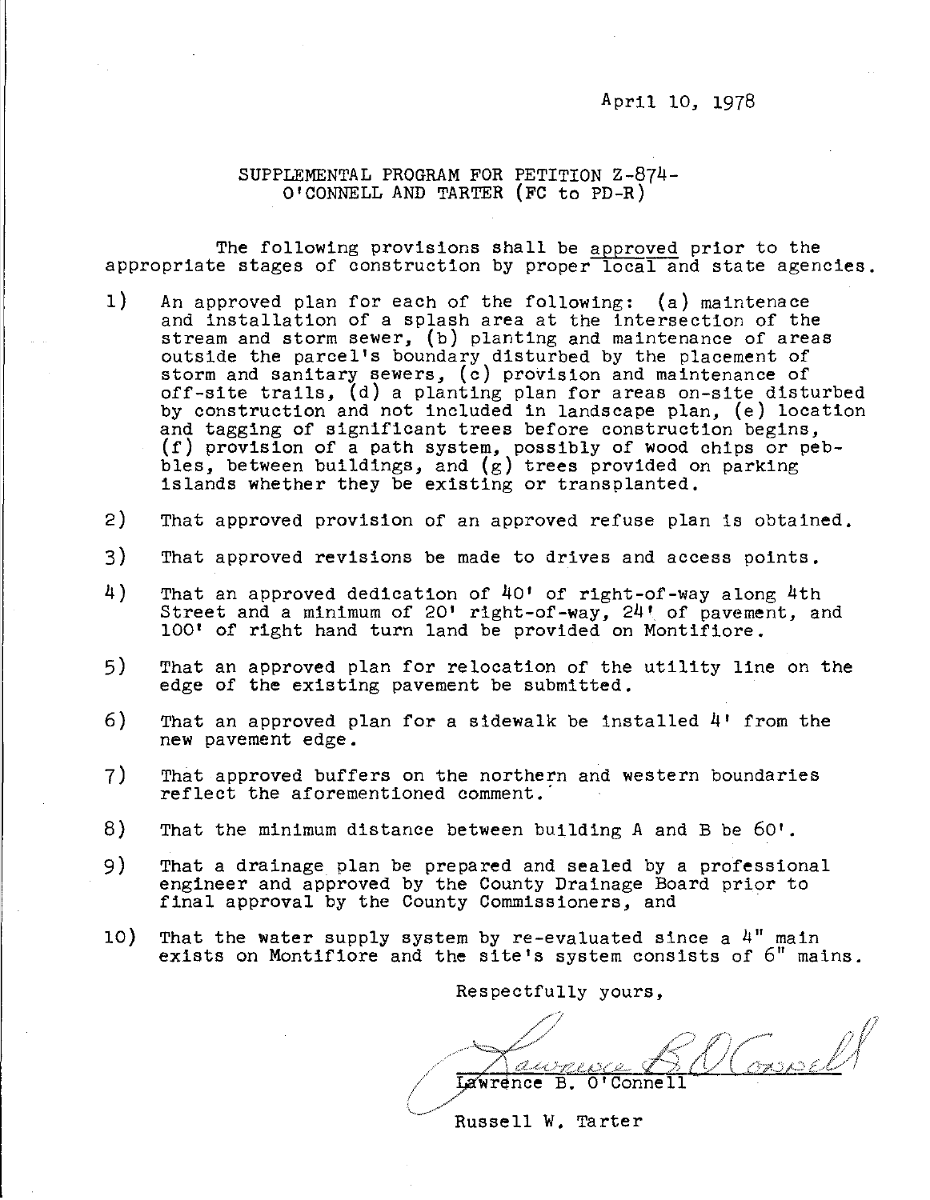April 10, 1978

SUPPLEMENTAL PROGRAM FOR PETITION Z-874-
O'CONNELL AND TARTER (FC to PD-R)

The following provisions shall be approved prior to the appropriate stages of construction by proper local and state agencies.

1) An approved plan for each of the following: (a) maintenace and installation of a splash area at the intersection of the stream and storm sewer, (b) planting and maintenance of areas outside the parcel's boundary disturbed by the placement of storm and sanitary sewers, (c) provision and maintenance of off-site trails, (d) a planting plan for areas on-site disturbed by construction and not included in landscape plan, (e) location and tagging of significant trees before construction begins, (f) provision of a path system, possibly of wood chips or pebbles, between buildings, and (g) trees provided on parking islands whether they be existing or transplanted.

2) That approved provision of an approved refuse plan is obtained.

3) That approved revisions be made to drives and access points.

4) That an approved dedication of 40' of right-of-way along 4th Street and a minimum of 20' right-of-way, 24' of pavement, and 100' of right hand turn land be provided on Montifiore.

5) That an approved plan for relocation of the utility line on the edge of the existing pavement be submitted.

6) That an approved plan for a sidewalk be installed 4' from the new pavement edge.

7) That approved buffers on the northern and western boundaries reflect the aforementioned comment.

8) That the minimum distance between building A and B be 60'.

9) That a drainage plan be prepared and sealed by a professional engineer and approved by the County Drainage Board prior to final approval by the County Commissioners, and

10) That the water supply system by re-evaluated since a 4" main exists on Montifiore and the site's system consists of 6" mains.

Respectfully yours,

Lawrence B. O'Connell

Russell W. Tarter